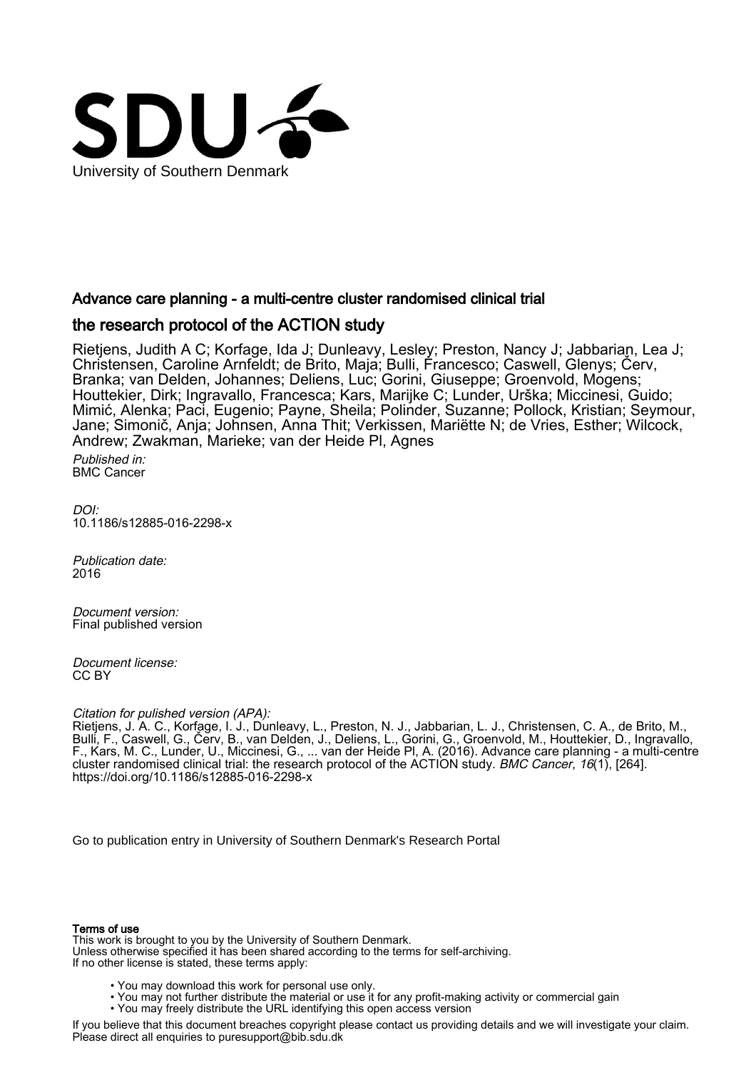SDU

University of Southern Denmark

# Advance care planning - a multi-centre cluster randomised clinical trial

## the research protocol of the ACTION study

Rietjens, Judith A C; Korfage, Ida J; Dunleavy, Lesley; Preston, Nancy J; Jabbarian, Lea J; Christensen, Caroline Arnfeldt; de Brito, Maja; Bulli, Francesco; Caswell, Glenys; Červ, Branka; van Delden, Johannes; Deliens, Luc; Gorini, Giuseppe; Groenvold, Mogens; Houttekier, Dirk; Ingravallo, Francesca; Kars, Marijke C; Lunder, Urška; Miccinesi, Guido; Mimić, Alenka; Paci, Eugenio; Payne, Sheila; Polinder, Suzanne; Pollock, Kristian; Seymour, Jane; Simonič, Anja; Johnsen, Anna Thit; Verkissen, Mariëtte N; de Vries, Esther; Wilcock, Andrew; Zwakman, Marieke; van der Heide Pl, Agnes

*Published in:*
BMC Cancer

*DOI:*
10.1186/s12885-016-2298-x

*Publication date:*
2016

*Document version:*
Final published version

*Document license:*
CC BY

*Citation for pulished version (APA):*
Rietjens, J. A. C., Korfage, I. J., Dunleavy, L., Preston, N. J., Jabbarian, L. J., Christensen, C. A., de Brito, M., Bulli, F., Caswell, G., Červ, B., van Delden, J., Deliens, L., Gorini, G., Groenvold, M., Houttekier, D., Ingravallo, F., Kars, M. C., Lunder, U., Miccinesi, G., ... van der Heide Pl, A. (2016). Advance care planning - a multi-centre cluster randomised clinical trial: the research protocol of the ACTION study. *BMC Cancer*, *16*(1), [264]. https://doi.org/10.1186/s12885-016-2298-x

Go to publication entry in University of Southern Denmark's Research Portal

**Terms of use**

This work is brought to you by the University of Southern Denmark.
Unless otherwise specified it has been shared according to the terms for self-archiving.
If no other license is stated, these terms apply:

- You may download this work for personal use only.
- You may not further distribute the material or use it for any profit-making activity or commercial gain
- You may freely distribute the URL identifying this open access version

If you believe that this document breaches copyright please contact us providing details and we will investigate your claim.
Please direct all enquiries to puresupport@bib.sdu.dk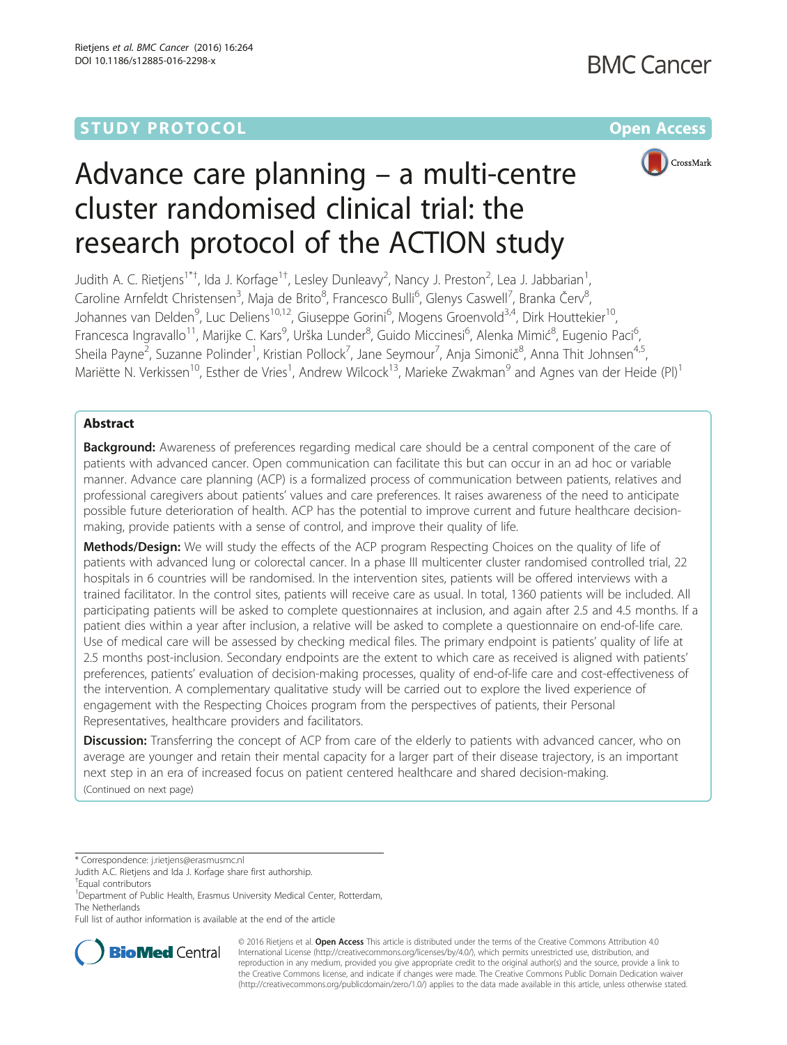# Advance care planning – a multi-centre cluster randomised clinical trial: the research protocol of the ACTION study

Judith A. C. Rietjens[1*†], Ida J. Korfage[1†], Lesley Dunleavy[2], Nancy J. Preston[2], Lea J. Jabbarian[1], Caroline Arnfeldt Christensen[3], Maja de Brito[8], Francesco Bulli[6], Glenys Caswell[7], Branka Červ[8], Johannes van Delden[9], Luc Deliens[10,12], Giuseppe Gorini[6], Mogens Groenvold[3,4], Dirk Houttekier[10], Francesca Ingravallo[11], Marijke C. Kars[9], Urška Lunder[8], Guido Miccinesi[6], Alenka Mimić[8], Eugenio Paci[6], Sheila Payne[2], Suzanne Polinder[1], Kristian Pollock[7], Jane Seymour[7], Anja Simonič[8], Anna Thit Johnsen[4,5], Mariëtte N. Verkissen[10], Esther de Vries[1], Andrew Wilcock[13], Marieke Zwakman[9] and Agnes van der Heide (PI)[1]

## Abstract

**Background:** Awareness of preferences regarding medical care should be a central component of the care of patients with advanced cancer. Open communication can facilitate this but can occur in an ad hoc or variable manner. Advance care planning (ACP) is a formalized process of communication between patients, relatives and professional caregivers about patients' values and care preferences. It raises awareness of the need to anticipate possible future deterioration of health. ACP has the potential to improve current and future healthcare decision-making, provide patients with a sense of control, and improve their quality of life.

**Methods/Design:** We will study the effects of the ACP program Respecting Choices on the quality of life of patients with advanced lung or colorectal cancer. In a phase III multicenter cluster randomised controlled trial, 22 hospitals in 6 countries will be randomised. In the intervention sites, patients will be offered interviews with a trained facilitator. In the control sites, patients will receive care as usual. In total, 1360 patients will be included. All participating patients will be asked to complete questionnaires at inclusion, and again after 2.5 and 4.5 months. If a patient dies within a year after inclusion, a relative will be asked to complete a questionnaire on end-of-life care. Use of medical care will be assessed by checking medical files. The primary endpoint is patients' quality of life at 2.5 months post-inclusion. Secondary endpoints are the extent to which care as received is aligned with patients' preferences, patients' evaluation of decision-making processes, quality of end-of-life care and cost-effectiveness of the intervention. A complementary qualitative study will be carried out to explore the lived experience of engagement with the Respecting Choices program from the perspectives of patients, their Personal Representatives, healthcare providers and facilitators.

**Discussion:** Transferring the concept of ACP from care of the elderly to patients with advanced cancer, who on average are younger and retain their mental capacity for a larger part of their disease trajectory, is an important next step in an era of increased focus on patient centered healthcare and shared decision-making.

(Continued on next page)

\* Correspondence: j.rietjens@erasmusmc.nl
Judith A.C. Rietjens and Ida J. Korfage share first authorship.
†Equal contributors
[1]Department of Public Health, Erasmus University Medical Center, Rotterdam, The Netherlands
Full list of author information is available at the end of the article

© 2016 Rietjens et al. **Open Access** This article is distributed under the terms of the Creative Commons Attribution 4.0 International License (http://creativecommons.org/licenses/by/4.0/), which permits unrestricted use, distribution, and reproduction in any medium, provided you give appropriate credit to the original author(s) and the source, provide a link to the Creative Commons license, and indicate if changes were made. The Creative Commons Public Domain Dedication waiver (http://creativecommons.org/publicdomain/zero/1.0/) applies to the data made available in this article, unless otherwise stated.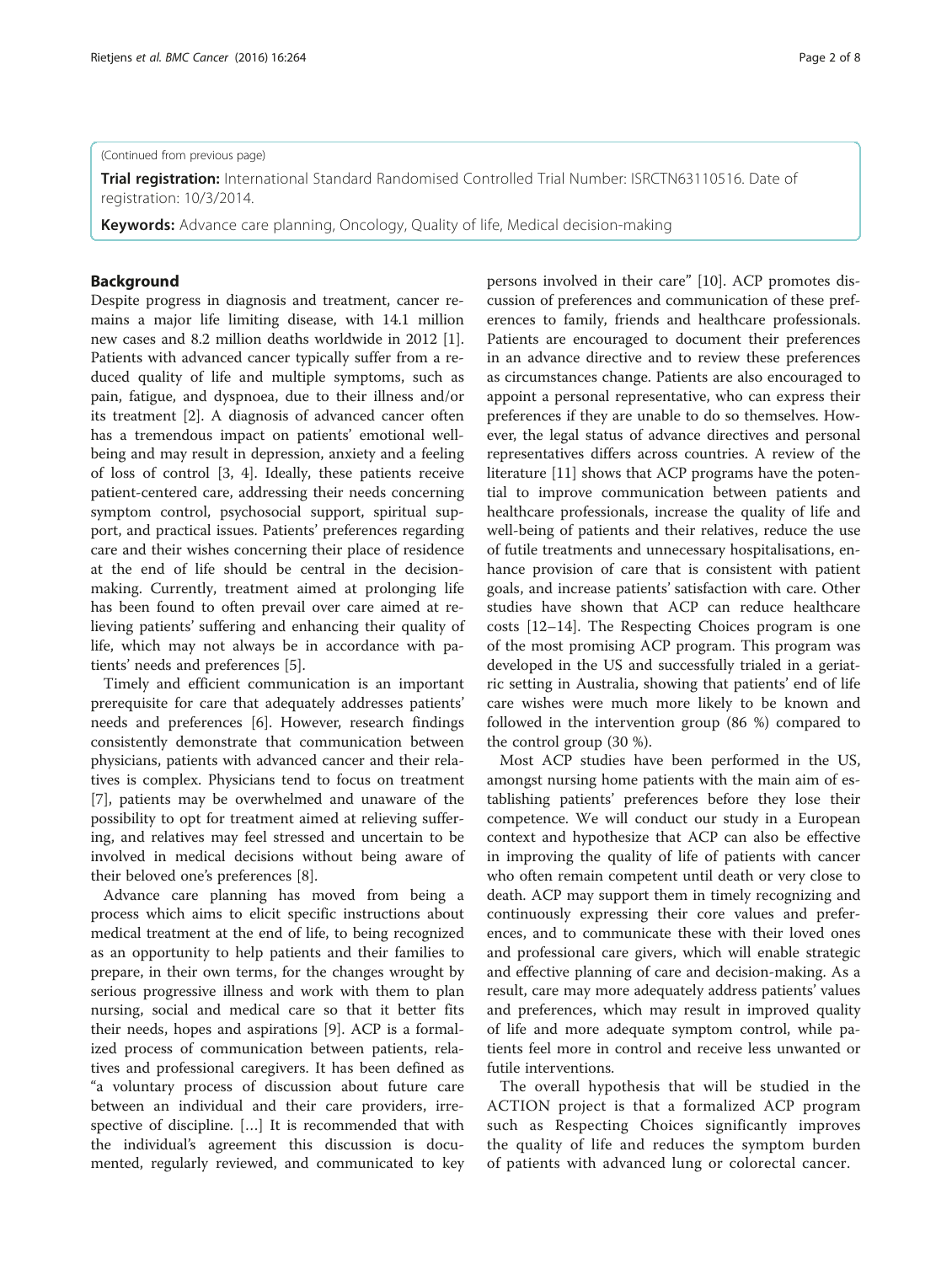(Continued from previous page)

**Trial registration:** International Standard Randomised Controlled Trial Number: ISRCTN63110516. Date of registration: 10/3/2014.

**Keywords:** Advance care planning, Oncology, Quality of life, Medical decision-making

## Background

Despite progress in diagnosis and treatment, cancer remains a major life limiting disease, with 14.1 million new cases and 8.2 million deaths worldwide in 2012 [1]. Patients with advanced cancer typically suffer from a reduced quality of life and multiple symptoms, such as pain, fatigue, and dyspnoea, due to their illness and/or its treatment [2]. A diagnosis of advanced cancer often has a tremendous impact on patients' emotional wellbeing and may result in depression, anxiety and a feeling of loss of control [3, 4]. Ideally, these patients receive patient-centered care, addressing their needs concerning symptom control, psychosocial support, spiritual support, and practical issues. Patients' preferences regarding care and their wishes concerning their place of residence at the end of life should be central in the decision-making. Currently, treatment aimed at prolonging life has been found to often prevail over care aimed at relieving patients' suffering and enhancing their quality of life, which may not always be in accordance with patients' needs and preferences [5].

Timely and efficient communication is an important prerequisite for care that adequately addresses patients' needs and preferences [6]. However, research findings consistently demonstrate that communication between physicians, patients with advanced cancer and their relatives is complex. Physicians tend to focus on treatment [7], patients may be overwhelmed and unaware of the possibility to opt for treatment aimed at relieving suffering, and relatives may feel stressed and uncertain to be involved in medical decisions without being aware of their beloved one's preferences [8].

Advance care planning has moved from being a process which aims to elicit specific instructions about medical treatment at the end of life, to being recognized as an opportunity to help patients and their families to prepare, in their own terms, for the changes wrought by serious progressive illness and work with them to plan nursing, social and medical care so that it better fits their needs, hopes and aspirations [9]. ACP is a formalized process of communication between patients, relatives and professional caregivers. It has been defined as "a voluntary process of discussion about future care between an individual and their care providers, irrespective of discipline. […] It is recommended that with the individual's agreement this discussion is documented, regularly reviewed, and communicated to key persons involved in their care" [10]. ACP promotes discussion of preferences and communication of these preferences to family, friends and healthcare professionals. Patients are encouraged to document their preferences in an advance directive and to review these preferences as circumstances change. Patients are also encouraged to appoint a personal representative, who can express their preferences if they are unable to do so themselves. However, the legal status of advance directives and personal representatives differs across countries. A review of the literature [11] shows that ACP programs have the potential to improve communication between patients and healthcare professionals, increase the quality of life and well-being of patients and their relatives, reduce the use of futile treatments and unnecessary hospitalisations, enhance provision of care that is consistent with patient goals, and increase patients' satisfaction with care. Other studies have shown that ACP can reduce healthcare costs [12–14]. The Respecting Choices program is one of the most promising ACP program. This program was developed in the US and successfully trialed in a geriatric setting in Australia, showing that patients' end of life care wishes were much more likely to be known and followed in the intervention group (86 %) compared to the control group (30 %).

Most ACP studies have been performed in the US, amongst nursing home patients with the main aim of establishing patients' preferences before they lose their competence. We will conduct our study in a European context and hypothesize that ACP can also be effective in improving the quality of life of patients with cancer who often remain competent until death or very close to death. ACP may support them in timely recognizing and continuously expressing their core values and preferences, and to communicate these with their loved ones and professional care givers, which will enable strategic and effective planning of care and decision-making. As a result, care may more adequately address patients' values and preferences, which may result in improved quality of life and more adequate symptom control, while patients feel more in control and receive less unwanted or futile interventions.

The overall hypothesis that will be studied in the ACTION project is that a formalized ACP program such as Respecting Choices significantly improves the quality of life and reduces the symptom burden of patients with advanced lung or colorectal cancer.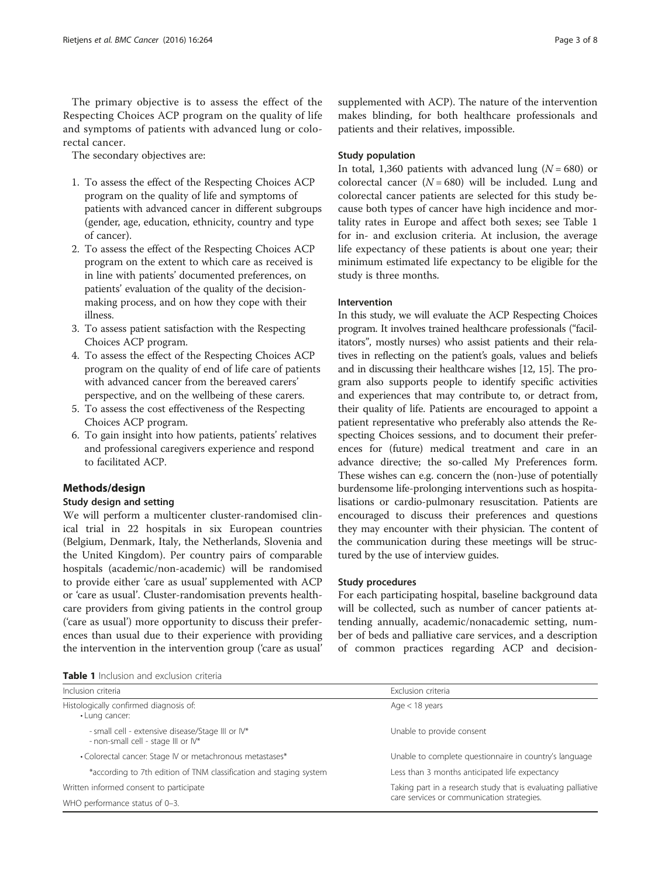The primary objective is to assess the effect of the Respecting Choices ACP program on the quality of life and symptoms of patients with advanced lung or colorectal cancer.

The secondary objectives are:

1. To assess the effect of the Respecting Choices ACP program on the quality of life and symptoms of patients with advanced cancer in different subgroups (gender, age, education, ethnicity, country and type of cancer).
2. To assess the effect of the Respecting Choices ACP program on the extent to which care as received is in line with patients' documented preferences, on patients' evaluation of the quality of the decision-making process, and on how they cope with their illness.
3. To assess patient satisfaction with the Respecting Choices ACP program.
4. To assess the effect of the Respecting Choices ACP program on the quality of end of life care of patients with advanced cancer from the bereaved carers' perspective, and on the wellbeing of these carers.
5. To assess the cost effectiveness of the Respecting Choices ACP program.
6. To gain insight into how patients, patients' relatives and professional caregivers experience and respond to facilitated ACP.

## Methods/design

### Study design and setting

We will perform a multicenter cluster-randomised clinical trial in 22 hospitals in six European countries (Belgium, Denmark, Italy, the Netherlands, Slovenia and the United Kingdom). Per country pairs of comparable hospitals (academic/non-academic) will be randomised to provide either 'care as usual' supplemented with ACP or 'care as usual'. Cluster-randomisation prevents healthcare providers from giving patients in the control group ('care as usual') more opportunity to discuss their preferences than usual due to their experience with providing the intervention in the intervention group ('care as usual' supplemented with ACP). The nature of the intervention makes blinding, for both healthcare professionals and patients and their relatives, impossible.

### Study population

In total, 1,360 patients with advanced lung ($N = 680$) or colorectal cancer ($N = 680$) will be included. Lung and colorectal cancer patients are selected for this study because both types of cancer have high incidence and mortality rates in Europe and affect both sexes; see Table 1 for in- and exclusion criteria. At inclusion, the average life expectancy of these patients is about one year; their minimum estimated life expectancy to be eligible for the study is three months.

### Intervention

In this study, we will evaluate the ACP Respecting Choices program. It involves trained healthcare professionals ("facilitators", mostly nurses) who assist patients and their relatives in reflecting on the patient's goals, values and beliefs and in discussing their healthcare wishes [12, 15]. The program also supports people to identify specific activities and experiences that may contribute to, or detract from, their quality of life. Patients are encouraged to appoint a patient representative who preferably also attends the Respecting Choices sessions, and to document their preferences for (future) medical treatment and care in an advance directive; the so-called My Preferences form. These wishes can e.g. concern the (non-)use of potentially burdensome life-prolonging interventions such as hospitalisations or cardio-pulmonary resuscitation. Patients are encouraged to discuss their preferences and questions they may encounter with their physician. The content of the communication during these meetings will be structured by the use of interview guides.

### Study procedures

For each participating hospital, baseline background data will be collected, such as number of cancer patients attending annually, academic/nonacademic setting, number of beds and palliative care services, and a description of common practices regarding ACP and decision-

**Table 1** Inclusion and exclusion criteria

| Inclusion criteria | Exclusion criteria |
| --- | --- |
| Histologically confirmed diagnosis of:<br>• Lung cancer: | Age < 18 years |
| - small cell - extensive disease/Stage III or IV*<br>- non-small cell - stage III or IV* | Unable to provide consent |
| • Colorectal cancer: Stage IV or metachronous metastases* | Unable to complete questionnaire in country's language |
| *according to 7th edition of TNM classification and staging system | Less than 3 months anticipated life expectancy |
| Written informed consent to participate | Taking part in a research study that is evaluating palliative care services or communication strategies. |
| WHO performance status of 0–3. | |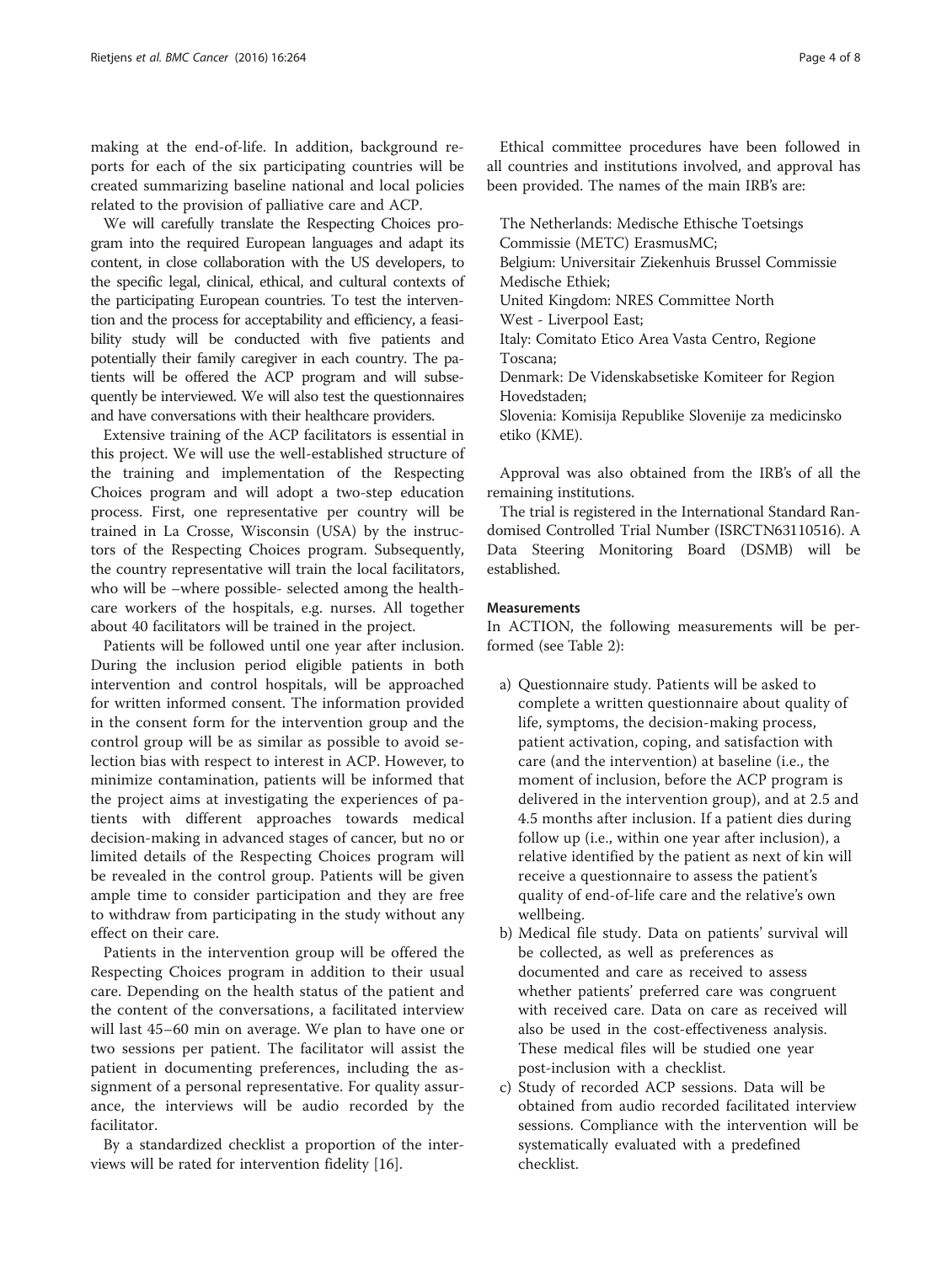making at the end-of-life. In addition, background reports for each of the six participating countries will be created summarizing baseline national and local policies related to the provision of palliative care and ACP.

We will carefully translate the Respecting Choices program into the required European languages and adapt its content, in close collaboration with the US developers, to the specific legal, clinical, ethical, and cultural contexts of the participating European countries. To test the intervention and the process for acceptability and efficiency, a feasibility study will be conducted with five patients and potentially their family caregiver in each country. The patients will be offered the ACP program and will subsequently be interviewed. We will also test the questionnaires and have conversations with their healthcare providers.

Extensive training of the ACP facilitators is essential in this project. We will use the well-established structure of the training and implementation of the Respecting Choices program and will adopt a two-step education process. First, one representative per country will be trained in La Crosse, Wisconsin (USA) by the instructors of the Respecting Choices program. Subsequently, the country representative will train the local facilitators, who will be –where possible- selected among the healthcare workers of the hospitals, e.g. nurses. All together about 40 facilitators will be trained in the project.

Patients will be followed until one year after inclusion. During the inclusion period eligible patients in both intervention and control hospitals, will be approached for written informed consent. The information provided in the consent form for the intervention group and the control group will be as similar as possible to avoid selection bias with respect to interest in ACP. However, to minimize contamination, patients will be informed that the project aims at investigating the experiences of patients with different approaches towards medical decision-making in advanced stages of cancer, but no or limited details of the Respecting Choices program will be revealed in the control group. Patients will be given ample time to consider participation and they are free to withdraw from participating in the study without any effect on their care.

Patients in the intervention group will be offered the Respecting Choices program in addition to their usual care. Depending on the health status of the patient and the content of the conversations, a facilitated interview will last 45–60 min on average. We plan to have one or two sessions per patient. The facilitator will assist the patient in documenting preferences, including the assignment of a personal representative. For quality assurance, the interviews will be audio recorded by the facilitator.

By a standardized checklist a proportion of the interviews will be rated for intervention fidelity [16].

Ethical committee procedures have been followed in all countries and institutions involved, and approval has been provided. The names of the main IRB's are:

The Netherlands: Medische Ethische Toetsings Commissie (METC) ErasmusMC;
Belgium: Universitair Ziekenhuis Brussel Commissie Medische Ethiek;
United Kingdom: NRES Committee North West - Liverpool East;
Italy: Comitato Etico Area Vasta Centro, Regione Toscana;
Denmark: De Videnskabsetiske Komiteer for Region Hovedstaden;
Slovenia: Komisija Republike Slovenije za medicinsko etiko (KME).

Approval was also obtained from the IRB's of all the remaining institutions.

The trial is registered in the International Standard Randomised Controlled Trial Number (ISRCTN63110516). A Data Steering Monitoring Board (DSMB) will be established.

#### Measurements

In ACTION, the following measurements will be performed (see Table 2):

a) Questionnaire study. Patients will be asked to complete a written questionnaire about quality of life, symptoms, the decision-making process, patient activation, coping, and satisfaction with care (and the intervention) at baseline (i.e., the moment of inclusion, before the ACP program is delivered in the intervention group), and at 2.5 and 4.5 months after inclusion. If a patient dies during follow up (i.e., within one year after inclusion), a relative identified by the patient as next of kin will receive a questionnaire to assess the patient's quality of end-of-life care and the relative's own wellbeing.
b) Medical file study. Data on patients' survival will be collected, as well as preferences as documented and care as received to assess whether patients' preferred care was congruent with received care. Data on care as received will also be used in the cost-effectiveness analysis. These medical files will be studied one year post-inclusion with a checklist.
c) Study of recorded ACP sessions. Data will be obtained from audio recorded facilitated interview sessions. Compliance with the intervention will be systematically evaluated with a predefined checklist.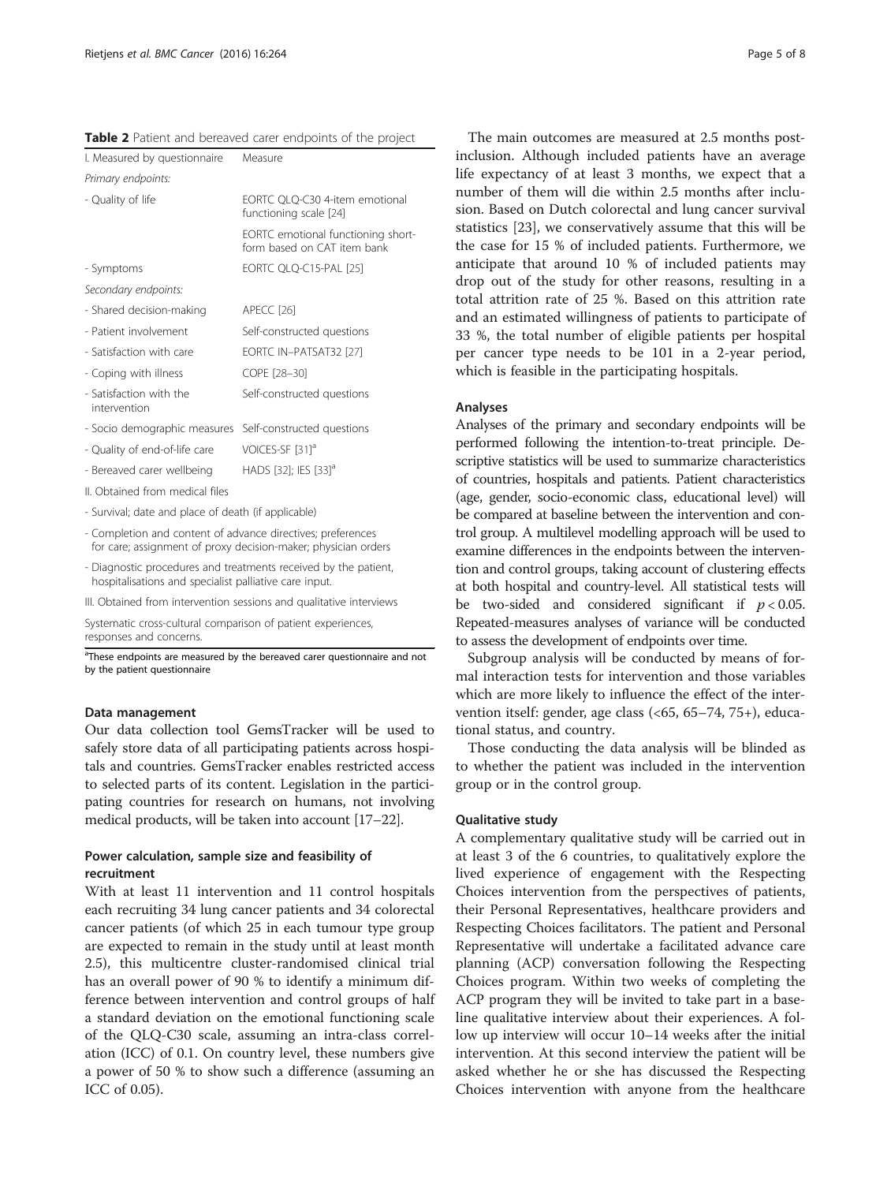**Table 2** Patient and bereaved carer endpoints of the project

| I. Measured by questionnaire | Measure |
|---|---|
| *Primary endpoints:* | |
| - Quality of life | EORTC QLQ-C30 4-item emotional functioning scale [24] |
| | EORTC emotional functioning short-form based on CAT item bank |
| - Symptoms | EORTC QLQ-C15-PAL [25] |
| *Secondary endpoints:* | |
| - Shared decision-making | APECC [26] |
| - Patient involvement | Self-constructed questions |
| - Satisfaction with care | EORTC IN–PATSAT32 [27] |
| - Coping with illness | COPE [28–30] |
| - Satisfaction with the intervention | Self-constructed questions |
| - Socio demographic measures | Self-constructed questions |
| - Quality of end-of-life care | VOICES-SF [31][a] |
| - Bereaved carer wellbeing | HADS [32]; IES [33][a] |
| II. Obtained from medical files | |
| - Survival; date and place of death (if applicable) | |
| - Completion and content of advance directives; preferences for care; assignment of proxy decision-maker; physician orders | |
| - Diagnostic procedures and treatments received by the patient, hospitalisations and specialist palliative care input. | |
| III. Obtained from intervention sessions and qualitative interviews | |
| Systematic cross-cultural comparison of patient experiences, responses and concerns. | |

[a]These endpoints are measured by the bereaved carer questionnaire and not by the patient questionnaire

#### Data management

Our data collection tool GemsTracker will be used to safely store data of all participating patients across hospitals and countries. GemsTracker enables restricted access to selected parts of its content. Legislation in the participating countries for research on humans, not involving medical products, will be taken into account [17–22].

### Power calculation, sample size and feasibility of recruitment

With at least 11 intervention and 11 control hospitals each recruiting 34 lung cancer patients and 34 colorectal cancer patients (of which 25 in each tumour type group are expected to remain in the study until at least month 2.5), this multicentre cluster-randomised clinical trial has an overall power of 90 % to identify a minimum difference between intervention and control groups of half a standard deviation on the emotional functioning scale of the QLQ-C30 scale, assuming an intra-class correlation (ICC) of 0.1. On country level, these numbers give a power of 50 % to show such a difference (assuming an ICC of 0.05).

The main outcomes are measured at 2.5 months post-inclusion. Although included patients have an average life expectancy of at least 3 months, we expect that a number of them will die within 2.5 months after inclusion. Based on Dutch colorectal and lung cancer survival statistics [23], we conservatively assume that this will be the case for 15 % of included patients. Furthermore, we anticipate that around 10 % of included patients may drop out of the study for other reasons, resulting in a total attrition rate of 25 %. Based on this attrition rate and an estimated willingness of patients to participate of 33 %, the total number of eligible patients per hospital per cancer type needs to be 101 in a 2-year period, which is feasible in the participating hospitals.

#### Analyses

Analyses of the primary and secondary endpoints will be performed following the intention-to-treat principle. Descriptive statistics will be used to summarize characteristics of countries, hospitals and patients. Patient characteristics (age, gender, socio-economic class, educational level) will be compared at baseline between the intervention and control group. A multilevel modelling approach will be used to examine differences in the endpoints between the intervention and control groups, taking account of clustering effects at both hospital and country-level. All statistical tests will be two-sided and considered significant if $p < 0.05$. Repeated-measures analyses of variance will be conducted to assess the development of endpoints over time.

Subgroup analysis will be conducted by means of formal interaction tests for intervention and those variables which are more likely to influence the effect of the intervention itself: gender, age class (<65, 65–74, 75+), educational status, and country.

Those conducting the data analysis will be blinded as to whether the patient was included in the intervention group or in the control group.

#### Qualitative study

A complementary qualitative study will be carried out in at least 3 of the 6 countries, to qualitatively explore the lived experience of engagement with the Respecting Choices intervention from the perspectives of patients, their Personal Representatives, healthcare providers and Respecting Choices facilitators. The patient and Personal Representative will undertake a facilitated advance care planning (ACP) conversation following the Respecting Choices program. Within two weeks of completing the ACP program they will be invited to take part in a baseline qualitative interview about their experiences. A follow up interview will occur 10–14 weeks after the initial intervention. At this second interview the patient will be asked whether he or she has discussed the Respecting Choices intervention with anyone from the healthcare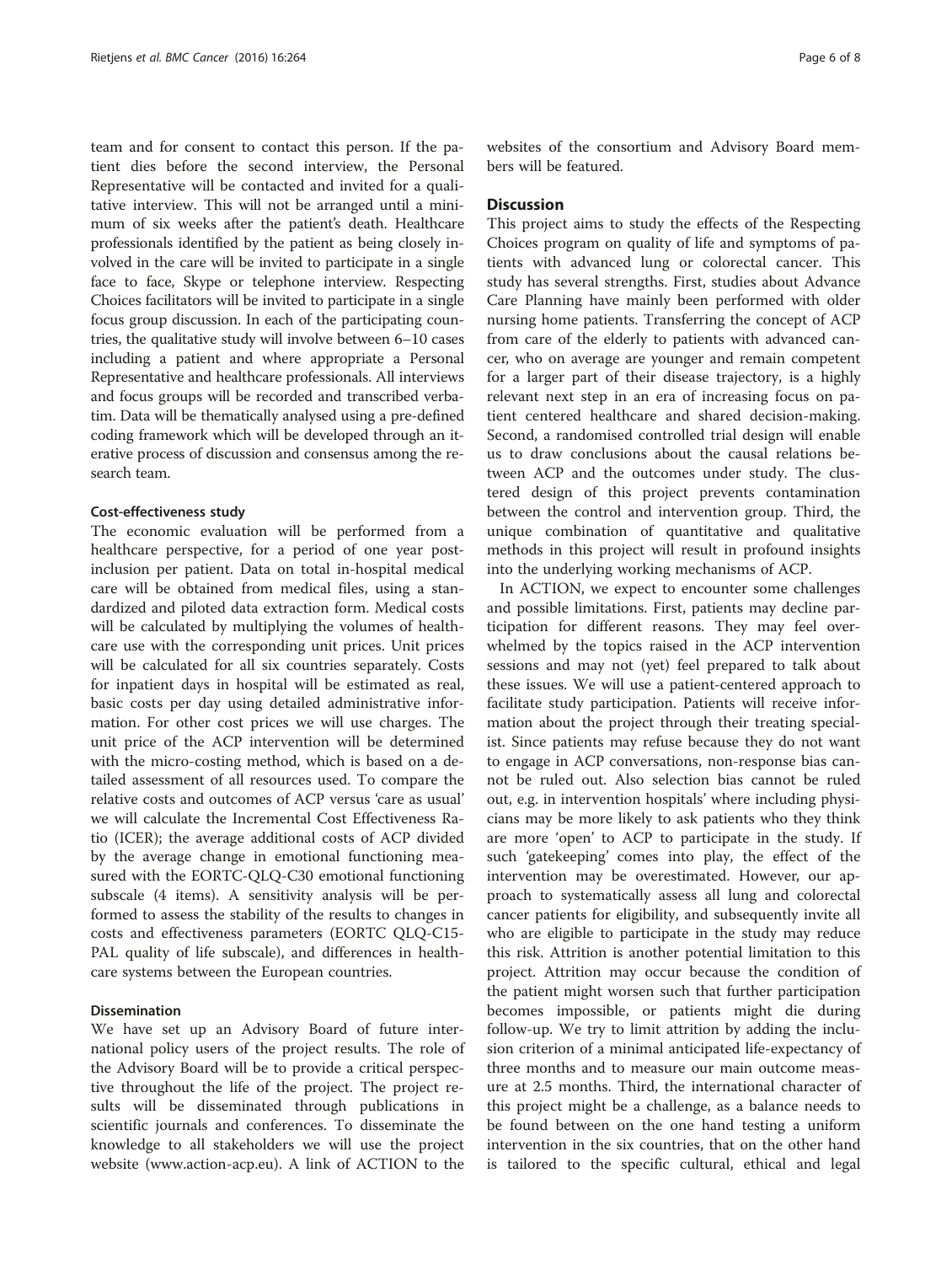team and for consent to contact this person. If the patient dies before the second interview, the Personal Representative will be contacted and invited for a qualitative interview. This will not be arranged until a minimum of six weeks after the patient's death. Healthcare professionals identified by the patient as being closely involved in the care will be invited to participate in a single face to face, Skype or telephone interview. Respecting Choices facilitators will be invited to participate in a single focus group discussion. In each of the participating countries, the qualitative study will involve between 6–10 cases including a patient and where appropriate a Personal Representative and healthcare professionals. All interviews and focus groups will be recorded and transcribed verbatim. Data will be thematically analysed using a pre-defined coding framework which will be developed through an iterative process of discussion and consensus among the research team.

#### Cost-effectiveness study

The economic evaluation will be performed from a healthcare perspective, for a period of one year post-inclusion per patient. Data on total in-hospital medical care will be obtained from medical files, using a standardized and piloted data extraction form. Medical costs will be calculated by multiplying the volumes of healthcare use with the corresponding unit prices. Unit prices will be calculated for all six countries separately. Costs for inpatient days in hospital will be estimated as real, basic costs per day using detailed administrative information. For other cost prices we will use charges. The unit price of the ACP intervention will be determined with the micro-costing method, which is based on a detailed assessment of all resources used. To compare the relative costs and outcomes of ACP versus 'care as usual' we will calculate the Incremental Cost Effectiveness Ratio (ICER); the average additional costs of ACP divided by the average change in emotional functioning measured with the EORTC-QLQ-C30 emotional functioning subscale (4 items). A sensitivity analysis will be performed to assess the stability of the results to changes in costs and effectiveness parameters (EORTC QLQ-C15-PAL quality of life subscale), and differences in healthcare systems between the European countries.

#### Dissemination

We have set up an Advisory Board of future international policy users of the project results. The role of the Advisory Board will be to provide a critical perspective throughout the life of the project. The project results will be disseminated through publications in scientific journals and conferences. To disseminate the knowledge to all stakeholders we will use the project website (www.action-acp.eu). A link of ACTION to the websites of the consortium and Advisory Board members will be featured.

## Discussion

This project aims to study the effects of the Respecting Choices program on quality of life and symptoms of patients with advanced lung or colorectal cancer. This study has several strengths. First, studies about Advance Care Planning have mainly been performed with older nursing home patients. Transferring the concept of ACP from care of the elderly to patients with advanced cancer, who on average are younger and remain competent for a larger part of their disease trajectory, is a highly relevant next step in an era of increasing focus on patient centered healthcare and shared decision-making. Second, a randomised controlled trial design will enable us to draw conclusions about the causal relations between ACP and the outcomes under study. The clustered design of this project prevents contamination between the control and intervention group. Third, the unique combination of quantitative and qualitative methods in this project will result in profound insights into the underlying working mechanisms of ACP.

In ACTION, we expect to encounter some challenges and possible limitations. First, patients may decline participation for different reasons. They may feel overwhelmed by the topics raised in the ACP intervention sessions and may not (yet) feel prepared to talk about these issues. We will use a patient-centered approach to facilitate study participation. Patients will receive information about the project through their treating specialist. Since patients may refuse because they do not want to engage in ACP conversations, non-response bias cannot be ruled out. Also selection bias cannot be ruled out, e.g. in intervention hospitals' where including physicians may be more likely to ask patients who they think are more 'open' to ACP to participate in the study. If such 'gatekeeping' comes into play, the effect of the intervention may be overestimated. However, our approach to systematically assess all lung and colorectal cancer patients for eligibility, and subsequently invite all who are eligible to participate in the study may reduce this risk. Attrition is another potential limitation to this project. Attrition may occur because the condition of the patient might worsen such that further participation becomes impossible, or patients might die during follow-up. We try to limit attrition by adding the inclusion criterion of a minimal anticipated life-expectancy of three months and to measure our main outcome measure at 2.5 months. Third, the international character of this project might be a challenge, as a balance needs to be found between on the one hand testing a uniform intervention in the six countries, that on the other hand is tailored to the specific cultural, ethical and legal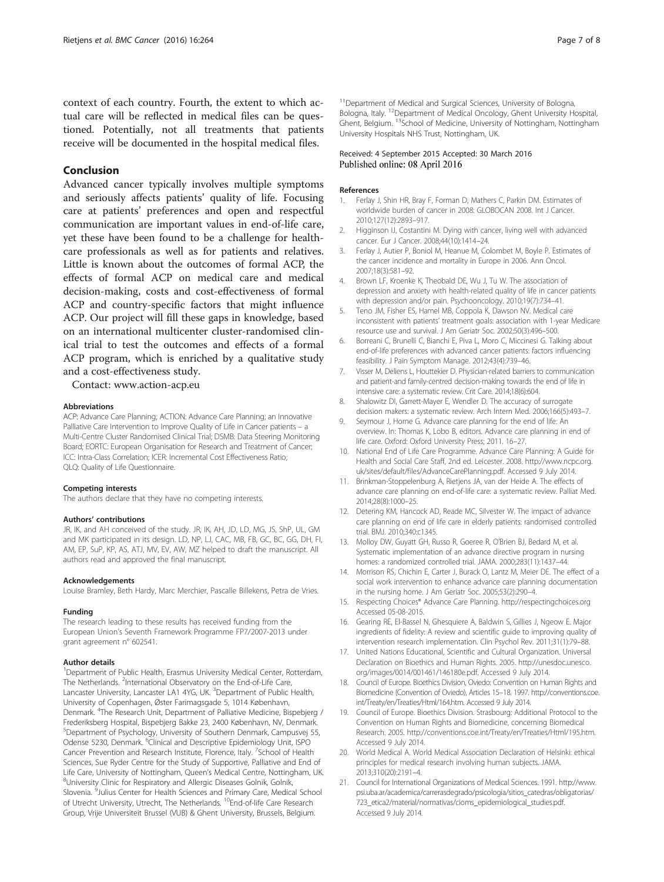context of each country. Fourth, the extent to which actual care will be reflected in medical files can be questioned. Potentially, not all treatments that patients receive will be documented in the hospital medical files.

## Conclusion

Advanced cancer typically involves multiple symptoms and seriously affects patients' quality of life. Focusing care at patients' preferences and open and respectful communication are important values in end-of-life care, yet these have been found to be a challenge for healthcare professionals as well as for patients and relatives. Little is known about the outcomes of formal ACP, the effects of formal ACP on medical care and medical decision-making, costs and cost-effectiveness of formal ACP and country-specific factors that might influence ACP. Our project will fill these gaps in knowledge, based on an international multicenter cluster-randomised clinical trial to test the outcomes and effects of a formal ACP program, which is enriched by a qualitative study and a cost-effectiveness study.

Contact: www.action-acp.eu

#### Abbreviations

ACP: Advance Care Planning; ACTION: Advance Care Planning; an Innovative Palliative Care Intervention to Improve Quality of Life in Cancer patients – a Multi-Centre Cluster Randomised Clinical Trial; DSMB: Data Steering Monitoring Board; EORTC: European Organisation for Research and Treatment of Cancer; ICC: Intra-Class Correlation; ICER: Incremental Cost Effectiveness Ratio; QLQ: Quality of Life Questionnaire.

#### Competing interests

The authors declare that they have no competing interests.

#### Authors' contributions

JR, IK, and AH conceived of the study. JR, IK, AH, JD, LD, MG, JS, ShP, UL, GM and MK participated in its design. LD, NP, LJ, CAC, MB, FB, GC, BC, GG, DH, FI, AM, EP, SuP, KP, AS, ATJ, MV, EV, AW, MZ helped to draft the manuscript. All authors read and approved the final manuscript.

#### Acknowledgements

Louise Bramley, Beth Hardy, Marc Merchier, Pascalle Billekens, Petra de Vries.

#### Funding

The research leading to these results has received funding from the European Union's Seventh Framework Programme FP7/2007-2013 under grant agreement n° 602541.

#### Author details

[1]Department of Public Health, Erasmus University Medical Center, Rotterdam, The Netherlands. [2]International Observatory on the End-of-Life Care, Lancaster University, Lancaster LA1 4YG, UK. [3]Department of Public Health, University of Copenhagen, Øster Farimagsgade 5, 1014 København, Denmark. [4]The Research Unit, Department of Palliative Medicine, Bispebjerg / Frederiksberg Hospital, Bispebjerg Bakke 23, 2400 København, NV, Denmark. [5]Department of Psychology, University of Southern Denmark, Campusvej 55, Odense 5230, Denmark. [6]Clinical and Descriptive Epidemiology Unit, ISPO Cancer Prevention and Research Institute, Florence, Italy. [7]School of Health Sciences, Sue Ryder Centre for the Study of Supportive, Palliative and End of Life Care, University of Nottingham, Queen's Medical Centre, Nottingham, UK. [8]University Clinic for Respiratory and Allergic Diseases Golnik, Golnik, Slovenia. [9]Julius Center for Health Sciences and Primary Care, Medical School of Utrecht University, Utrecht, The Netherlands. [10]End-of-life Care Research Group, Vrije Universiteit Brussel (VUB) & Ghent University, Brussels, Belgium. [11]Department of Medical and Surgical Sciences, University of Bologna, Bologna, Italy. [12]Department of Medical Oncology, Ghent University Hospital, Ghent, Belgium. [13]School of Medicine, University of Nottingham, Nottingham University Hospitals NHS Trust, Nottingham, UK.

Received: 4 September 2015 Accepted: 30 March 2016
Published online: 08 April 2016

#### References

1. Ferlay J, Shin HR, Bray F, Forman D, Mathers C, Parkin DM. Estimates of worldwide burden of cancer in 2008: GLOBOCAN 2008. Int J Cancer. 2010;127(12):2893–917.
2. Higginson IJ, Costantini M. Dying with cancer, living well with advanced cancer. Eur J Cancer. 2008;44(10):1414–24.
3. Ferlay J, Autier P, Boniol M, Heanue M, Colombet M, Boyle P. Estimates of the cancer incidence and mortality in Europe in 2006. Ann Oncol. 2007;18(3):581–92.
4. Brown LF, Kroenke K, Theobald DE, Wu J, Tu W. The association of depression and anxiety with health-related quality of life in cancer patients with depression and/or pain. Psychooncology. 2010;19(7):734–41.
5. Teno JM, Fisher ES, Hamel MB, Coppola K, Dawson NV. Medical care inconsistent with patients' treatment goals: association with 1-year Medicare resource use and survival. J Am Geriatr Soc. 2002;50(3):496–500.
6. Borreani C, Brunelli C, Bianchi E, Piva L, Moro C, Miccinesi G. Talking about end-of-life preferences with advanced cancer patients: factors influencing feasibility. J Pain Symptom Manage. 2012;43(4):739–46.
7. Visser M, Deliens L, Houttekier D. Physician-related barriers to communication and patient-and family-centred decision-making towards the end of life in intensive care: a systematic review. Crit Care. 2014;18(6):604.
8. Shalowitz DI, Garrett-Mayer E, Wendler D. The accuracy of surrogate decision makers: a systematic review. Arch Intern Med. 2006;166(5):493–7.
9. Seymour J, Horne G. Advance care planning for the end of life: An overview. In: Thomas K, Lobo B, editors. Advance care planning in end of life care. Oxford: Oxford University Press; 2011. 16–27.
10. National End of Life Care Programme. Advance Care Planning: A Guide for Health and Social Care Staff, 2nd ed. Leicester. 2008. http://www.ncpc.org.uk/sites/default/files/AdvanceCarePlanning.pdf. Accessed 9 July 2014.
11. Brinkman-Stoppelenburg A, Rietjens JA, van der Heide A. The effects of advance care planning on end-of-life care: a systematic review. Palliat Med. 2014;28(8):1000–25.
12. Detering KM, Hancock AD, Reade MC, Silvester W. The impact of advance care planning on end of life care in elderly patients: randomised controlled trial. BMJ. 2010;340:c1345.
13. Molloy DW, Guyatt GH, Russo R, Goeree R, O'Brien BJ, Bedard M, et al. Systematic implementation of an advance directive program in nursing homes: a randomized controlled trial. JAMA. 2000;283(11):1437–44.
14. Morrison RS, Chichin E, Carter J, Burack O, Lantz M, Meier DE. The effect of a social work intervention to enhance advance care planning documentation in the nursing home. J Am Geriatr Soc. 2005;53(2):290–4.
15. Respecting Choices® Advance Care Planning. http://respectingchoices.org Accessed 05-08-2015.
16. Gearing RE, El-Bassel N, Ghesquiere A, Baldwin S, Gillies J, Ngeow E. Major ingredients of fidelity: A review and scientific guide to improving quality of intervention research implementation. Clin Psychol Rev. 2011;31(1):79–88.
17. United Nations Educational, Scientific and Cultural Organization. Universal Declaration on Bioethics and Human Rights. 2005. http://unesdoc.unesco.org/images/0014/001461/146180e.pdf. Accessed 9 July 2014.
18. Council of Europe. Bioethics Division, Oviedo: Convention on Human Rights and Biomedicine (Convention of Oviedo), Articles 15–18. 1997. http://conventions.coe.int/Treaty/en/Treaties/Html/164.htm. Accessed 9 July 2014.
19. Council of Europe. Bioethics Division. Strasbourg: Additional Protocol to the Convention on Human Rights and Biomedicine, concerning Biomedical Research. 2005. http://conventions.coe.int/Treaty/en/Treaties/Html/195.htm. Accessed 9 July 2014.
20. World Medical A. World Medical Association Declaration of Helsinki: ethical principles for medical research involving human subjects. JAMA. 2013;310(20):2191–4.
21. Council for International Organizations of Medical Sciences. 1991. http://www.psi.uba.ar/academica/carrerasdegrado/psicologia/sitios_catedras/obligatorias/723_etica2/material/normativas/cioms_epidemiological_studies.pdf. Accessed 9 July 2014.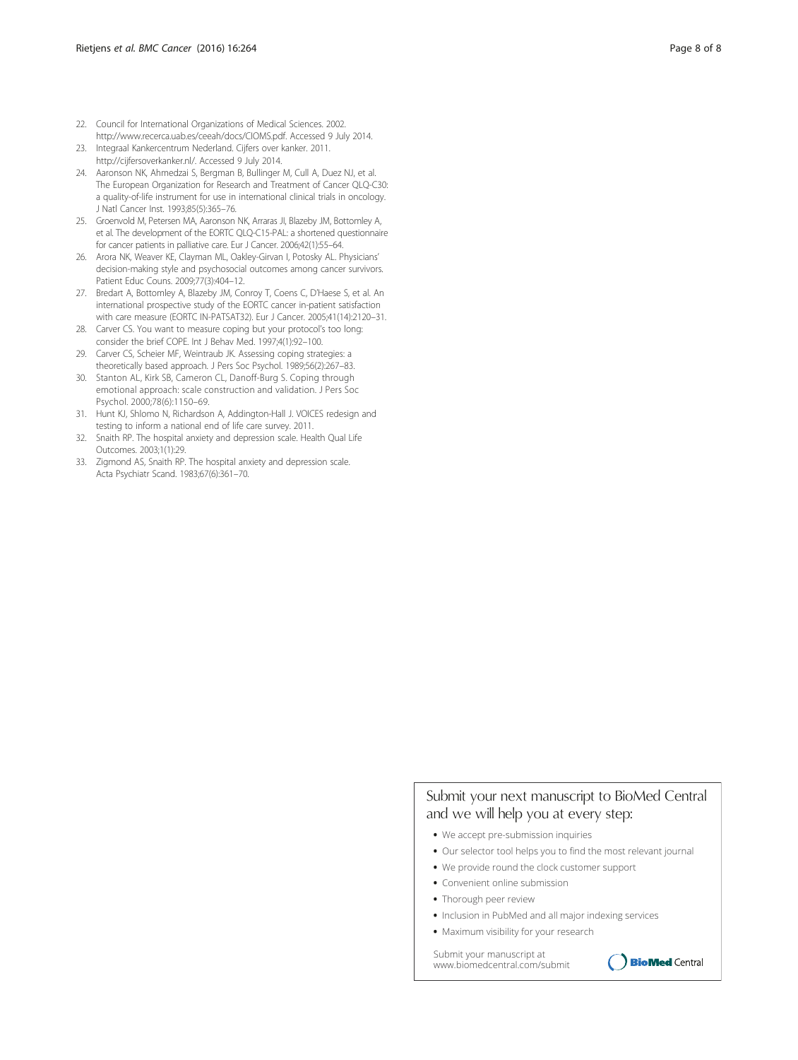22. Council for International Organizations of Medical Sciences. 2002. http://www.recerca.uab.es/ceeah/docs/CIOMS.pdf. Accessed 9 July 2014.
23. Integraal Kankercentrum Nederland. Cijfers over kanker. 2011. http://cijfersoverkanker.nl/. Accessed 9 July 2014.
24. Aaronson NK, Ahmedzai S, Bergman B, Bullinger M, Cull A, Duez NJ, et al. The European Organization for Research and Treatment of Cancer QLQ-C30: a quality-of-life instrument for use in international clinical trials in oncology. J Natl Cancer Inst. 1993;85(5):365–76.
25. Groenvold M, Petersen MA, Aaronson NK, Arraras JI, Blazeby JM, Bottomley A, et al. The development of the EORTC QLQ-C15-PAL: a shortened questionnaire for cancer patients in palliative care. Eur J Cancer. 2006;42(1):55–64.
26. Arora NK, Weaver KE, Clayman ML, Oakley-Girvan I, Potosky AL. Physicians' decision-making style and psychosocial outcomes among cancer survivors. Patient Educ Couns. 2009;77(3):404–12.
27. Bredart A, Bottomley A, Blazeby JM, Conroy T, Coens C, D'Haese S, et al. An international prospective study of the EORTC cancer in-patient satisfaction with care measure (EORTC IN-PATSAT32). Eur J Cancer. 2005;41(14):2120–31.
28. Carver CS. You want to measure coping but your protocol's too long: consider the brief COPE. Int J Behav Med. 1997;4(1):92–100.
29. Carver CS, Scheier MF, Weintraub JK. Assessing coping strategies: a theoretically based approach. J Pers Soc Psychol. 1989;56(2):267–83.
30. Stanton AL, Kirk SB, Cameron CL, Danoff-Burg S. Coping through emotional approach: scale construction and validation. J Pers Soc Psychol. 2000;78(6):1150–69.
31. Hunt KJ, Shlomo N, Richardson A, Addington-Hall J. VOICES redesign and testing to inform a national end of life care survey. 2011.
32. Snaith RP. The hospital anxiety and depression scale. Health Qual Life Outcomes. 2003;1(1):29.
33. Zigmond AS, Snaith RP. The hospital anxiety and depression scale. Acta Psychiatr Scand. 1983;67(6):361–70.

Submit your next manuscript to BioMed Central and we will help you at every step:

- We accept pre-submission inquiries
- Our selector tool helps you to find the most relevant journal
- We provide round the clock customer support
- Convenient online submission
- Thorough peer review
- Inclusion in PubMed and all major indexing services
- Maximum visibility for your research

Submit your manuscript at www.biomedcentral.com/submit

BioMed Central